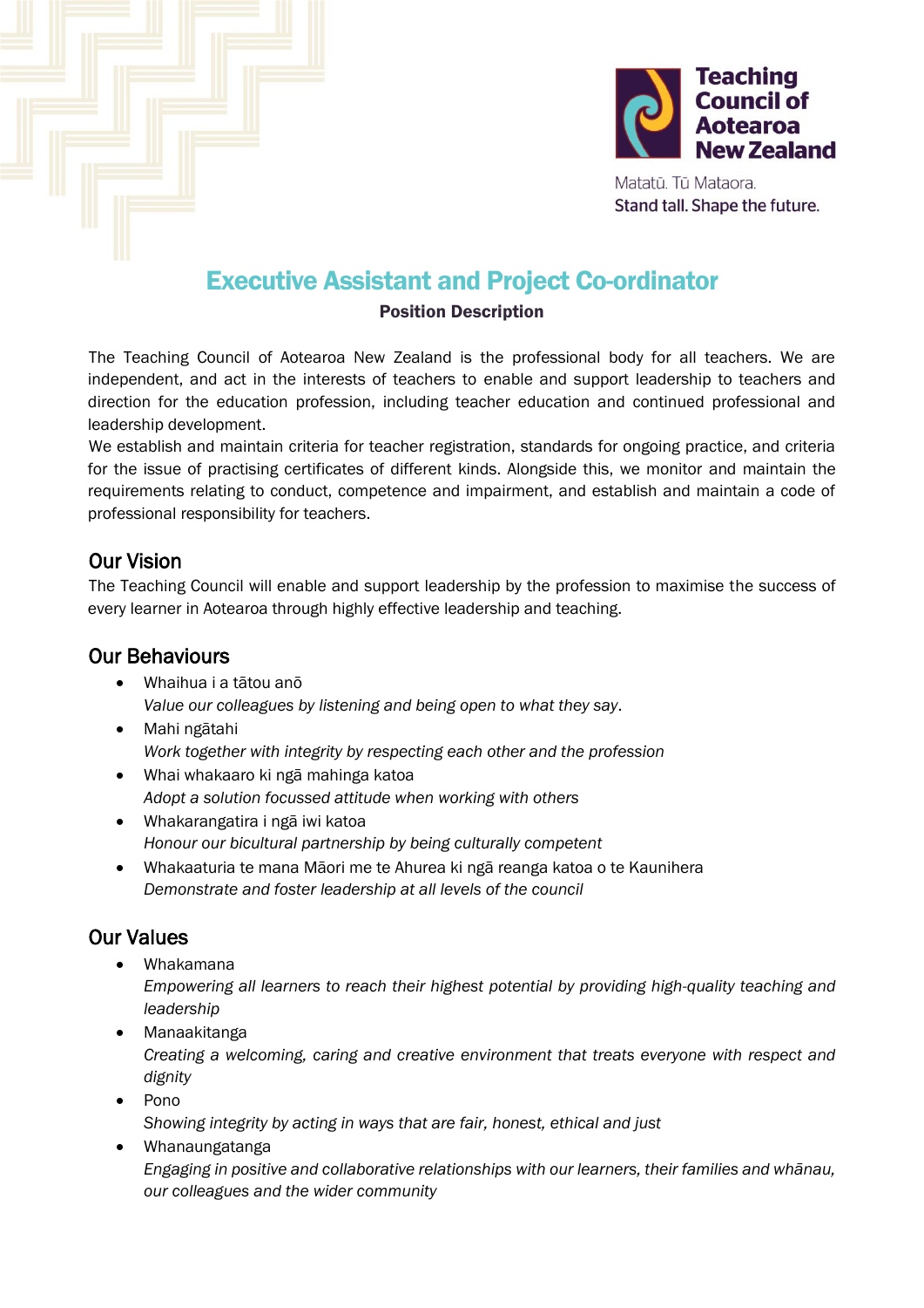Teaching Council of Aotearoa New Zealand

Matatū. Tū Mataora.
Stand tall. Shape the future.

# Executive Assistant and Project Co-ordinator

**Position Description**

The Teaching Council of Aotearoa New Zealand is the professional body for all teachers. We are independent, and act in the interests of teachers to enable and support leadership to teachers and direction for the education profession, including teacher education and continued professional and leadership development.
We establish and maintain criteria for teacher registration, standards for ongoing practice, and criteria for the issue of practising certificates of different kinds. Alongside this, we monitor and maintain the requirements relating to conduct, competence and impairment, and establish and maintain a code of professional responsibility for teachers.

## Our Vision

The Teaching Council will enable and support leadership by the profession to maximise the success of every learner in Aotearoa through highly effective leadership and teaching.

## Our Behaviours

- Whaihua i a tātou anō
  *Value our colleagues by listening and being open to what they say.*
- Mahi ngātahi
  *Work together with integrity by respecting each other and the profession*
- Whai whakaaro ki ngā mahinga katoa
  *Adopt a solution focussed attitude when working with others*
- Whakarangatira i ngā iwi katoa
  *Honour our bicultural partnership by being culturally competent*
- Whakaaturia te mana Māori me te Ahurea ki ngā reanga katoa o te Kaunihera
  *Demonstrate and foster leadership at all levels of the council*

## Our Values

- Whakamana
  *Empowering all learners to reach their highest potential by providing high-quality teaching and leadership*
- Manaakitanga
  *Creating a welcoming, caring and creative environment that treats everyone with respect and dignity*
- Pono
  *Showing integrity by acting in ways that are fair, honest, ethical and just*
- Whanaungatanga
  *Engaging in positive and collaborative relationships with our learners, their families and whānau, our colleagues and the wider community*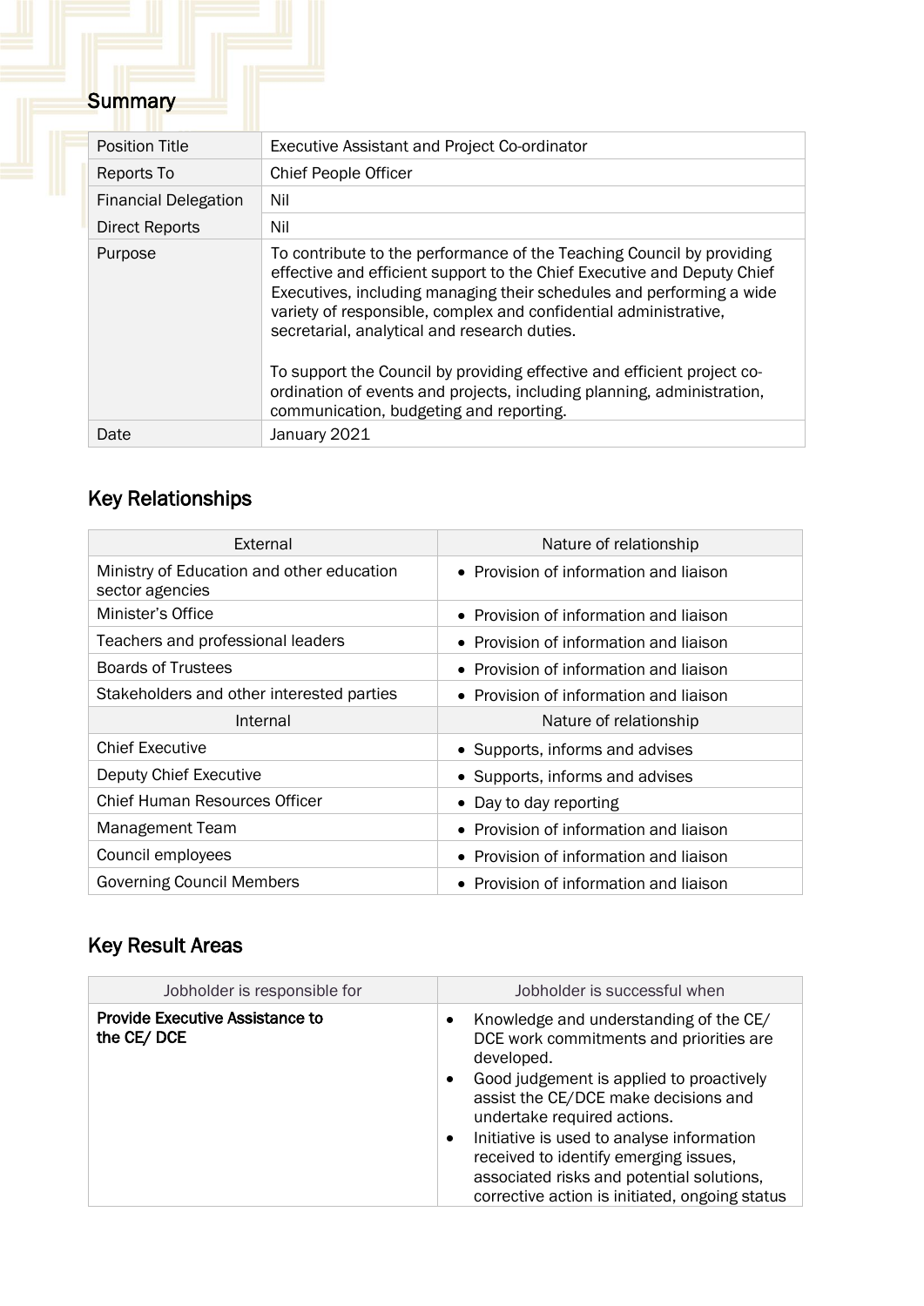## Summary

| Position Title | Executive Assistant and Project Co-ordinator |
|---|---|
| Reports To | Chief People Officer |
| Financial Delegation | Nil |
| Direct Reports | Nil |
| Purpose | To contribute to the performance of the Teaching Council by providing effective and efficient support to the Chief Executive and Deputy Chief Executives, including managing their schedules and performing a wide variety of responsible, complex and confidential administrative, secretarial, analytical and research duties.<br><br>To support the Council by providing effective and efficient project co-ordination of events and projects, including planning, administration, communication, budgeting and reporting. |
| Date | January 2021 |

## Key Relationships

| External | Nature of relationship |
|---|---|
| Ministry of Education and other education sector agencies | • Provision of information and liaison |
| Minister's Office | • Provision of information and liaison |
| Teachers and professional leaders | • Provision of information and liaison |
| Boards of Trustees | • Provision of information and liaison |
| Stakeholders and other interested parties | • Provision of information and liaison |
| **Internal** | **Nature of relationship** |
| Chief Executive | • Supports, informs and advises |
| Deputy Chief Executive | • Supports, informs and advises |
| Chief Human Resources Officer | • Day to day reporting |
| Management Team | • Provision of information and liaison |
| Council employees | • Provision of information and liaison |
| Governing Council Members | • Provision of information and liaison |

## Key Result Areas

| Jobholder is responsible for | Jobholder is successful when |
|---|---|
| **Provide Executive Assistance to the CE/ DCE** | • Knowledge and understanding of the CE/ DCE work commitments and priorities are developed.<br>• Good judgement is applied to proactively assist the CE/DCE make decisions and undertake required actions.<br>• Initiative is used to analyse information received to identify emerging issues, associated risks and potential solutions, corrective action is initiated, ongoing status |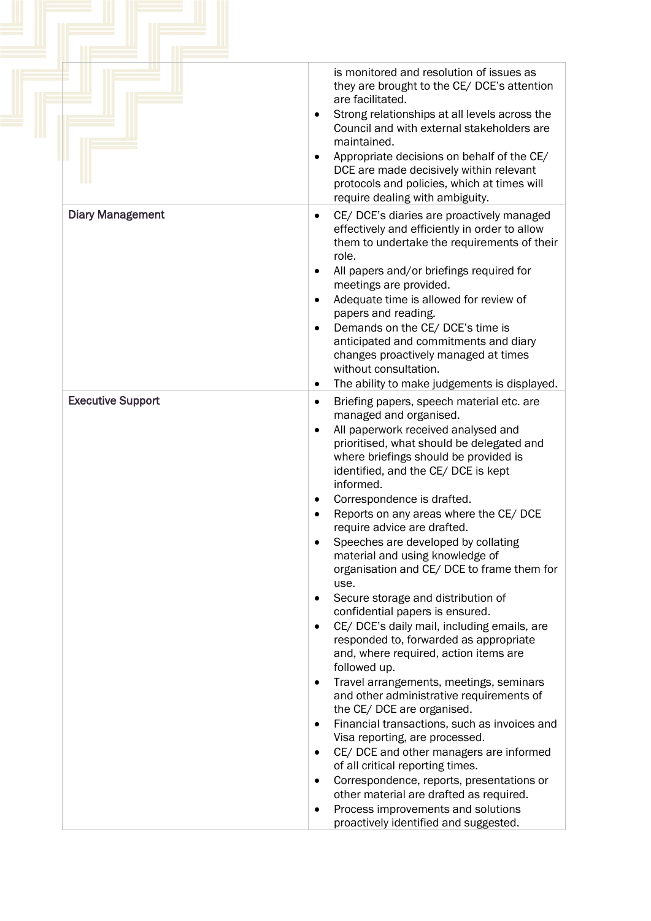| | |
|---|---|
| | <ul><li>is monitored and resolution of issues as they are brought to the CE/ DCE's attention are facilitated.</li><li>Strong relationships at all levels across the Council and with external stakeholders are maintained.</li><li>Appropriate decisions on behalf of the CE/ DCE are made decisively within relevant protocols and policies, which at times will require dealing with ambiguity.</li></ul> |
| Diary Management | <ul><li>CE/ DCE's diaries are proactively managed effectively and efficiently in order to allow them to undertake the requirements of their role.</li><li>All papers and/or briefings required for meetings are provided.</li><li>Adequate time is allowed for review of papers and reading.</li><li>Demands on the CE/ DCE's time is anticipated and commitments and diary changes proactively managed at times without consultation.</li><li>The ability to make judgements is displayed.</li></ul> |
| Executive Support | <ul><li>Briefing papers, speech material etc. are managed and organised.</li><li>All paperwork received analysed and prioritised, what should be delegated and where briefings should be provided is identified, and the CE/ DCE is kept informed.</li><li>Correspondence is drafted.</li><li>Reports on any areas where the CE/ DCE require advice are drafted.</li><li>Speeches are developed by collating material and using knowledge of organisation and CE/ DCE to frame them for use.</li><li>Secure storage and distribution of confidential papers is ensured.</li><li>CE/ DCE's daily mail, including emails, are responded to, forwarded as appropriate and, where required, action items are followed up.</li><li>Travel arrangements, meetings, seminars and other administrative requirements of the CE/ DCE are organised.</li><li>Financial transactions, such as invoices and Visa reporting, are processed.</li><li>CE/ DCE and other managers are informed of all critical reporting times.</li><li>Correspondence, reports, presentations or other material are drafted as required.</li><li>Process improvements and solutions proactively identified and suggested.</li></ul> |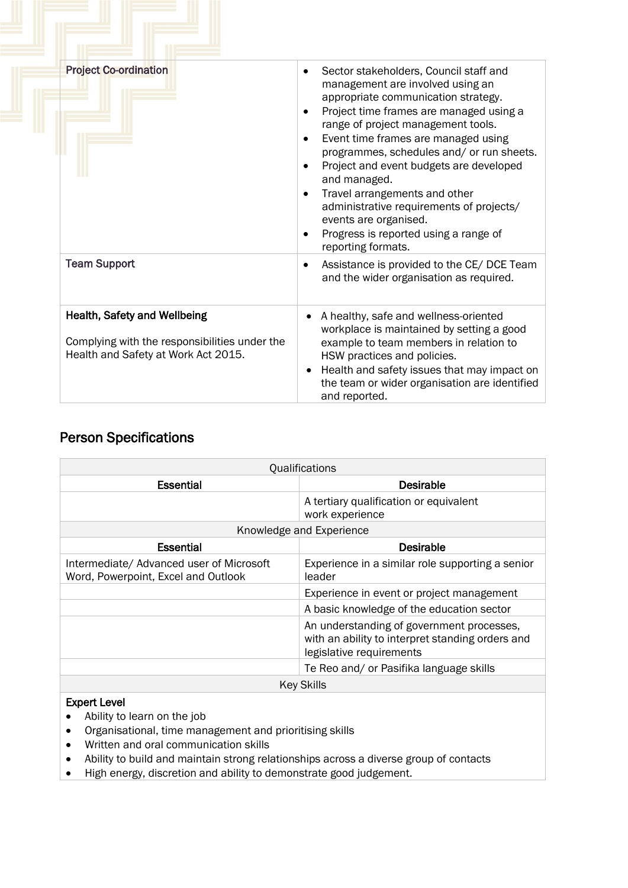| Project Co-ordination | <ul><li>Sector stakeholders, Council staff and management are involved using an appropriate communication strategy.</li><li>Project time frames are managed using a range of project management tools.</li><li>Event time frames are managed using programmes, schedules and/ or run sheets.</li><li>Project and event budgets are developed and managed.</li><li>Travel arrangements and other administrative requirements of projects/ events are organised.</li><li>Progress is reported using a range of reporting formats.</li></ul> |
|---|---|
| Team Support | <ul><li>Assistance is provided to the CE/ DCE Team and the wider organisation as required.</li></ul> |
| **Health, Safety and Wellbeing**<br><br>Complying with the responsibilities under the Health and Safety at Work Act 2015. | <ul><li>A healthy, safe and wellness-oriented workplace is maintained by setting a good example to team members in relation to HSW practices and policies.</li><li>Health and safety issues that may impact on the team or wider organisation are identified and reported.</li></ul> |

## Person Specifications

| Qualifications | |
|---|---|
| **Essential** | **Desirable** |
| | A tertiary qualification or equivalent work experience |
| Knowledge and Experience | |
| **Essential** | **Desirable** |
| Intermediate/ Advanced user of Microsoft Word, Powerpoint, Excel and Outlook | Experience in a similar role supporting a senior leader |
| | Experience in event or project management |
| | A basic knowledge of the education sector |
| | An understanding of government processes, with an ability to interpret standing orders and legislative requirements |
| | Te Reo and/ or Pasifika language skills |

**Key Skills**

**Expert Level**

- Ability to learn on the job
- Organisational, time management and prioritising skills
- Written and oral communication skills
- Ability to build and maintain strong relationships across a diverse group of contacts
- High energy, discretion and ability to demonstrate good judgement.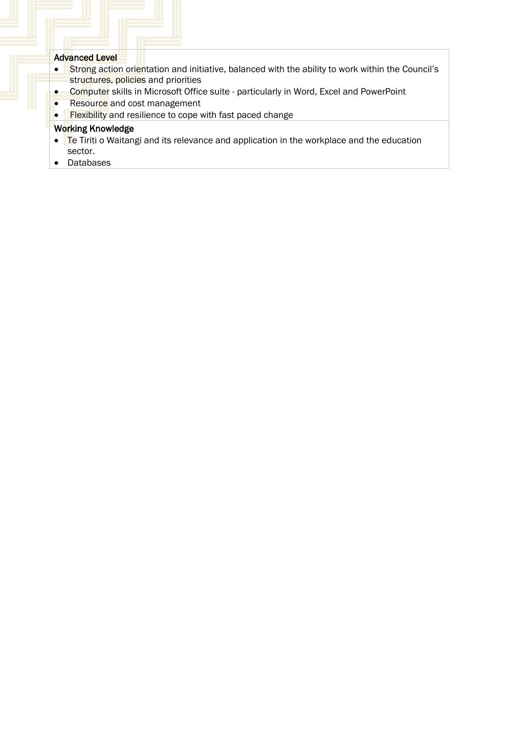**Advanced Level**

- Strong action orientation and initiative, balanced with the ability to work within the Council's structures, policies and priorities
- Computer skills in Microsoft Office suite - particularly in Word, Excel and PowerPoint
- Resource and cost management
- Flexibility and resilience to cope with fast paced change

**Working Knowledge**

- Te Tiriti o Waitangi and its relevance and application in the workplace and the education sector.
- Databases